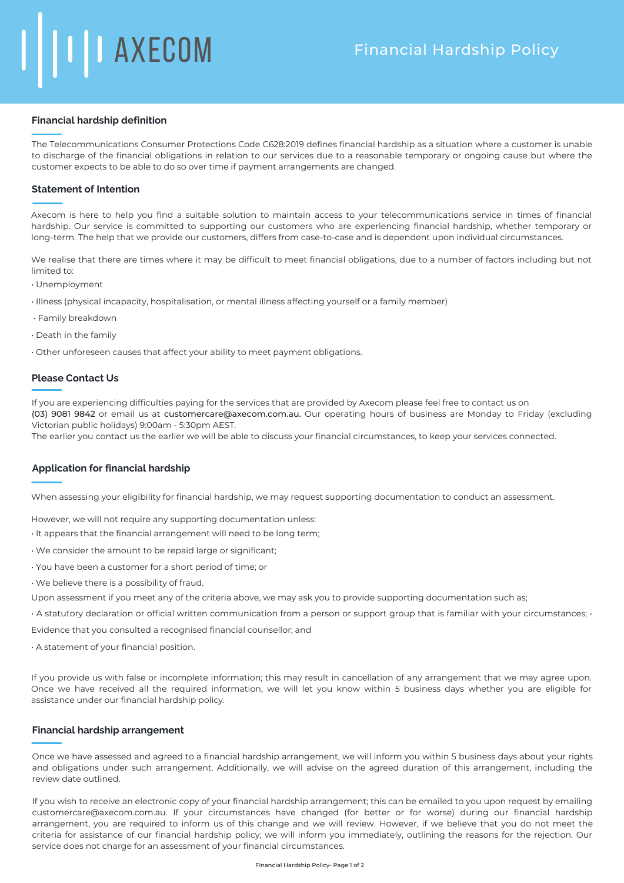AXECOM

# Financial Hardship Policy

## Financial hardship definition

The Telecommunications Consumer Protections Code C628:2019 defines financial hardship as a situation where a customer is unable to discharge of the financial obligations in relation to our services due to a reasonable temporary or ongoing cause but where the customer expects to be able to do so over time if payment arrangements are changed.

## Statement of Intention

Axecom is here to help you find a suitable solution to maintain access to your telecommunications service in times of financial hardship. Our service is committed to supporting our customers who are experiencing financial hardship, whether temporary or long-term. The help that we provide our customers, differs from case-to-case and is dependent upon individual circumstances.

We realise that there are times where it may be difficult to meet financial obligations, due to a number of factors including but not limited to:

- Unemployment
- Illness (physical incapacity, hospitalisation, or mental illness affecting yourself or a family member)
- Family breakdown
- Death in the family
- Other unforeseen causes that affect your ability to meet payment obligations.

## Please Contact Us

If you are experiencing difficulties paying for the services that are provided by Axecom please feel free to contact us on (03) 9081 9842 or email us at customercare@axecom.com.au. Our operating hours of business are Monday to Friday (excluding Victorian public holidays) 9:00am - 5:30pm AEST.
The earlier you contact us the earlier we will be able to discuss your financial circumstances, to keep your services connected.

## Application for financial hardship

When assessing your eligibility for financial hardship, we may request supporting documentation to conduct an assessment.

However, we will not require any supporting documentation unless:

- It appears that the financial arrangement will need to be long term;
- We consider the amount to be repaid large or significant;
- You have been a customer for a short period of time; or
- We believe there is a possibility of fraud.

Upon assessment if you meet any of the criteria above, we may ask you to provide supporting documentation such as;

- A statutory declaration or official written communication from a person or support group that is familiar with your circumstances;
- Evidence that you consulted a recognised financial counsellor; and
- A statement of your financial position.

If you provide us with false or incomplete information; this may result in cancellation of any arrangement that we may agree upon. Once we have received all the required information, we will let you know within 5 business days whether you are eligible for assistance under our financial hardship policy.

## Financial hardship arrangement

Once we have assessed and agreed to a financial hardship arrangement, we will inform you within 5 business days about your rights and obligations under such arrangement. Additionally, we will advise on the agreed duration of this arrangement, including the review date outlined.

If you wish to receive an electronic copy of your financial hardship arrangement; this can be emailed to you upon request by emailing customercare@axecom.com.au. If your circumstances have changed (for better or for worse) during our financial hardship arrangement, you are required to inform us of this change and we will review. However, if we believe that you do not meet the criteria for assistance of our financial hardship policy; we will inform you immediately, outlining the reasons for the rejection. Our service does not charge for an assessment of your financial circumstances.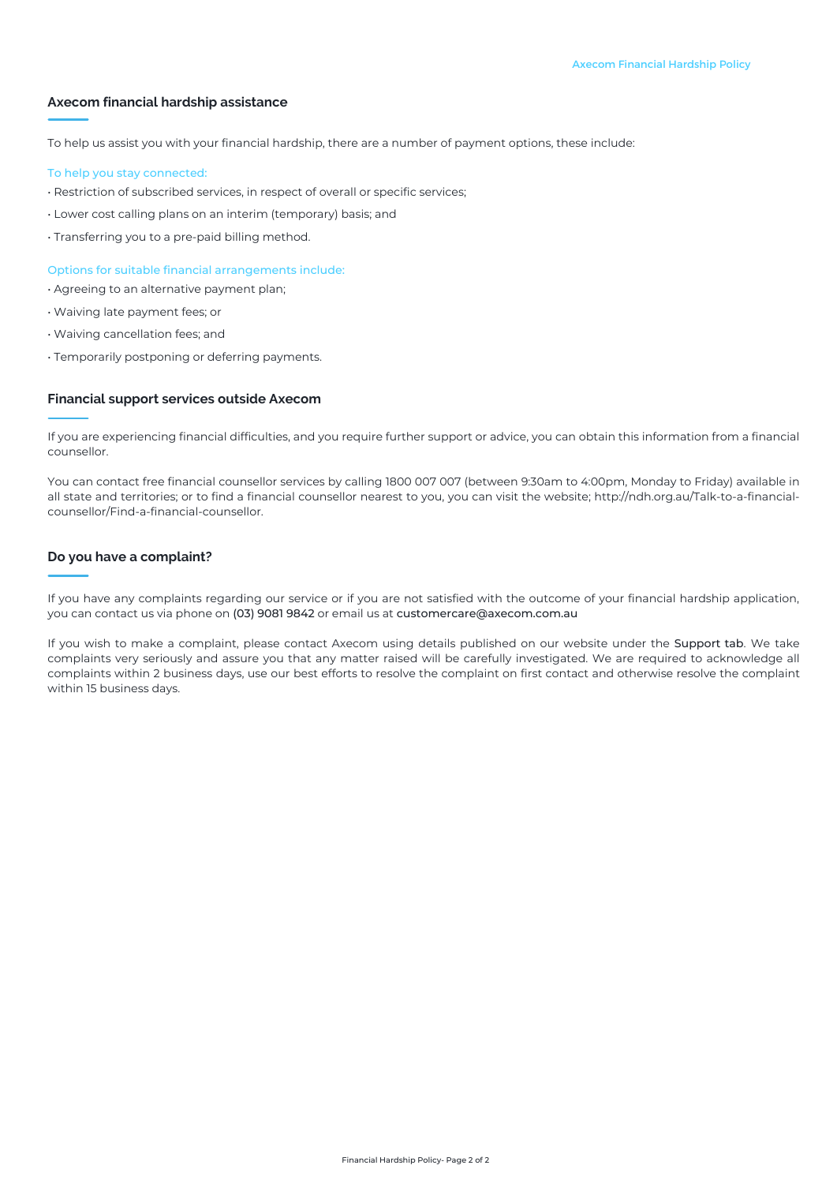## Axecom financial hardship assistance

To help us assist you with your financial hardship, there are a number of payment options, these include:

To help you stay connected:

- Restriction of subscribed services, in respect of overall or specific services;
- Lower cost calling plans on an interim (temporary) basis; and
- Transferring you to a pre-paid billing method.

Options for suitable financial arrangements include:

- Agreeing to an alternative payment plan;
- Waiving late payment fees; or
- Waiving cancellation fees; and
- Temporarily postponing or deferring payments.

## Financial support services outside Axecom

If you are experiencing financial difficulties, and you require further support or advice, you can obtain this information from a financial counsellor.

You can contact free financial counsellor services by calling 1800 007 007 (between 9:30am to 4:00pm, Monday to Friday) available in all state and territories; or to find a financial counsellor nearest to you, you can visit the website; http://ndh.org.au/Talk-to-a-financial-counsellor/Find-a-financial-counsellor.

## Do you have a complaint?

If you have any complaints regarding our service or if you are not satisfied with the outcome of your financial hardship application, you can contact us via phone on (03) 9081 9842 or email us at customercare@axecom.com.au

If you wish to make a complaint, please contact Axecom using details published on our website under the Support tab. We take complaints very seriously and assure you that any matter raised will be carefully investigated. We are required to acknowledge all complaints within 2 business days, use our best efforts to resolve the complaint on first contact and otherwise resolve the complaint within 15 business days.